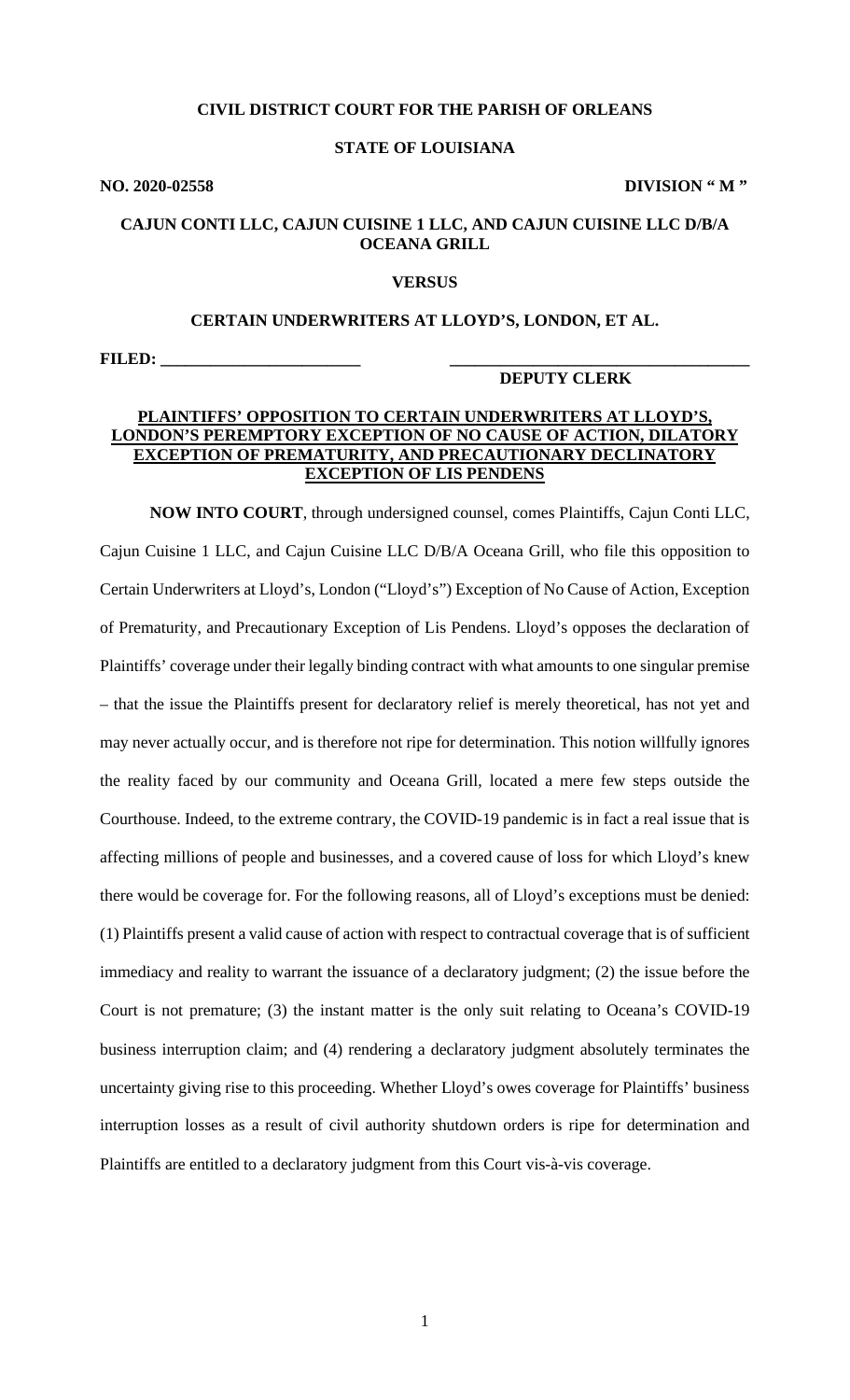**CIVIL DISTRICT COURT FOR THE PARISH OF ORLEANS**

**STATE OF LOUISIANA**

**NO. 2020-02558** **DIVISION " M "**

**CAJUN CONTI LLC, CAJUN CUISINE 1 LLC, AND CAJUN CUISINE LLC D/B/A OCEANA GRILL**

**VERSUS**

**CERTAIN UNDERWRITERS AT LLOYD'S, LONDON, ET AL.**

**FILED: \_\_\_\_\_\_\_\_\_\_\_\_\_\_\_\_\_\_\_\_\_\_\_\_** **\_\_\_\_\_\_\_\_\_\_\_\_\_\_\_\_\_\_\_\_\_\_\_\_\_\_\_\_\_\_\_\_\_\_\_\_**

**DEPUTY CLERK**

**<u>PLAINTIFFS' OPPOSITION TO CERTAIN UNDERWRITERS AT LLOYD'S, LONDON'S PEREMPTORY EXCEPTION OF NO CAUSE OF ACTION, DILATORY EXCEPTION OF PREMATURITY, AND PRECAUTIONARY DECLINATORY EXCEPTION OF LIS PENDENS</u>**

**NOW INTO COURT**, through undersigned counsel, comes Plaintiffs, Cajun Conti LLC, Cajun Cuisine 1 LLC, and Cajun Cuisine LLC D/B/A Oceana Grill, who file this opposition to Certain Underwriters at Lloyd's, London ("Lloyd's") Exception of No Cause of Action, Exception of Prematurity, and Precautionary Exception of Lis Pendens. Lloyd's opposes the declaration of Plaintiffs' coverage under their legally binding contract with what amounts to one singular premise – that the issue the Plaintiffs present for declaratory relief is merely theoretical, has not yet and may never actually occur, and is therefore not ripe for determination. This notion willfully ignores the reality faced by our community and Oceana Grill, located a mere few steps outside the Courthouse. Indeed, to the extreme contrary, the COVID-19 pandemic is in fact a real issue that is affecting millions of people and businesses, and a covered cause of loss for which Lloyd's knew there would be coverage for. For the following reasons, all of Lloyd's exceptions must be denied: (1) Plaintiffs present a valid cause of action with respect to contractual coverage that is of sufficient immediacy and reality to warrant the issuance of a declaratory judgment; (2) the issue before the Court is not premature; (3) the instant matter is the only suit relating to Oceana's COVID-19 business interruption claim; and (4) rendering a declaratory judgment absolutely terminates the uncertainty giving rise to this proceeding. Whether Lloyd's owes coverage for Plaintiffs' business interruption losses as a result of civil authority shutdown orders is ripe for determination and Plaintiffs are entitled to a declaratory judgment from this Court vis-à-vis coverage.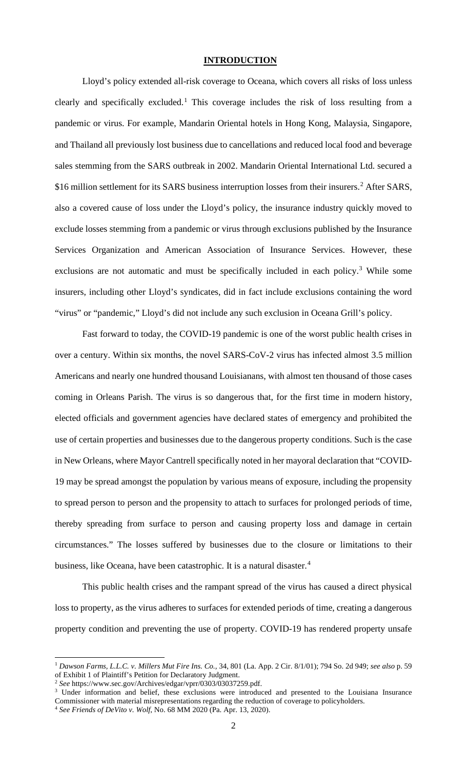## INTRODUCTION

Lloyd's policy extended all-risk coverage to Oceana, which covers all risks of loss unless clearly and specifically excluded.[1] This coverage includes the risk of loss resulting from a pandemic or virus. For example, Mandarin Oriental hotels in Hong Kong, Malaysia, Singapore, and Thailand all previously lost business due to cancellations and reduced local food and beverage sales stemming from the SARS outbreak in 2002. Mandarin Oriental International Ltd. secured a \$16 million settlement for its SARS business interruption losses from their insurers.[2] After SARS, also a covered cause of loss under the Lloyd's policy, the insurance industry quickly moved to exclude losses stemming from a pandemic or virus through exclusions published by the Insurance Services Organization and American Association of Insurance Services. However, these exclusions are not automatic and must be specifically included in each policy.[3] While some insurers, including other Lloyd's syndicates, did in fact include exclusions containing the word "virus" or "pandemic," Lloyd's did not include any such exclusion in Oceana Grill's policy.

Fast forward to today, the COVID-19 pandemic is one of the worst public health crises in over a century. Within six months, the novel SARS-CoV-2 virus has infected almost 3.5 million Americans and nearly one hundred thousand Louisianans, with almost ten thousand of those cases coming in Orleans Parish. The virus is so dangerous that, for the first time in modern history, elected officials and government agencies have declared states of emergency and prohibited the use of certain properties and businesses due to the dangerous property conditions. Such is the case in New Orleans, where Mayor Cantrell specifically noted in her mayoral declaration that "COVID-19 may be spread amongst the population by various means of exposure, including the propensity to spread person to person and the propensity to attach to surfaces for prolonged periods of time, thereby spreading from surface to person and causing property loss and damage in certain circumstances." The losses suffered by businesses due to the closure or limitations to their business, like Oceana, have been catastrophic. It is a natural disaster.[4]

This public health crises and the rampant spread of the virus has caused a direct physical loss to property, as the virus adheres to surfaces for extended periods of time, creating a dangerous property condition and preventing the use of property. COVID-19 has rendered property unsafe

---

[1] *Dawson Farms, L.L.C. v. Millers Mut Fire Ins. Co.*, 34, 801 (La. App. 2 Cir. 8/1/01); 794 So. 2d 949; *see also* p. 59 of Exhibit 1 of Plaintiff's Petition for Declaratory Judgment.

[2] *See* https://www.sec.gov/Archives/edgar/vprr/0303/03037259.pdf.

[3] Under information and belief, these exclusions were introduced and presented to the Louisiana Insurance Commissioner with material misrepresentations regarding the reduction of coverage to policyholders.

[4] *See Friends of DeVito v. Wolf*, No. 68 MM 2020 (Pa. Apr. 13, 2020).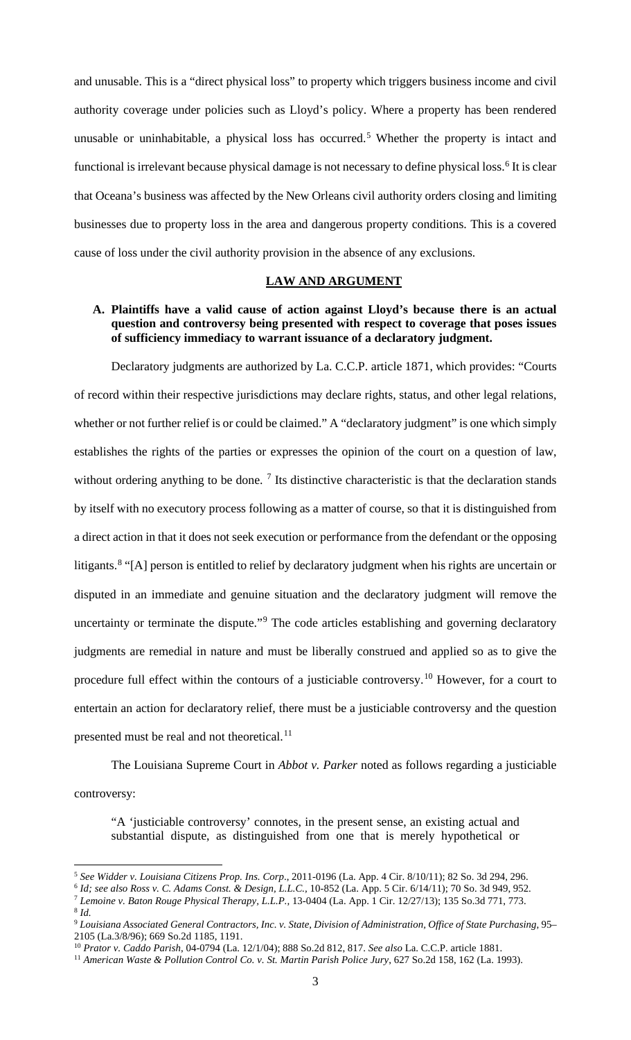and unusable. This is a "direct physical loss" to property which triggers business income and civil authority coverage under policies such as Lloyd's policy. Where a property has been rendered unusable or uninhabitable, a physical loss has occurred.[5] Whether the property is intact and functional is irrelevant because physical damage is not necessary to define physical loss.[6] It is clear that Oceana's business was affected by the New Orleans civil authority orders closing and limiting businesses due to property loss in the area and dangerous property conditions. This is a covered cause of loss under the civil authority provision in the absence of any exclusions.

## LAW AND ARGUMENT

**A. Plaintiffs have a valid cause of action against Lloyd's because there is an actual question and controversy being presented with respect to coverage that poses issues of sufficiency immediacy to warrant issuance of a declaratory judgment.**

Declaratory judgments are authorized by La. C.C.P. article 1871, which provides: "Courts of record within their respective jurisdictions may declare rights, status, and other legal relations, whether or not further relief is or could be claimed." A "declaratory judgment" is one which simply establishes the rights of the parties or expresses the opinion of the court on a question of law, without ordering anything to be done. [7] Its distinctive characteristic is that the declaration stands by itself with no executory process following as a matter of course, so that it is distinguished from a direct action in that it does not seek execution or performance from the defendant or the opposing litigants.[8] "[A] person is entitled to relief by declaratory judgment when his rights are uncertain or disputed in an immediate and genuine situation and the declaratory judgment will remove the uncertainty or terminate the dispute."[9] The code articles establishing and governing declaratory judgments are remedial in nature and must be liberally construed and applied so as to give the procedure full effect within the contours of a justiciable controversy.[10] However, for a court to entertain an action for declaratory relief, there must be a justiciable controversy and the question presented must be real and not theoretical.[11]

The Louisiana Supreme Court in *Abbot v. Parker* noted as follows regarding a justiciable controversy:

> "A 'justiciable controversy' connotes, in the present sense, an existing actual and substantial dispute, as distinguished from one that is merely hypothetical or

---

[5] *See Widder v. Louisiana Citizens Prop. Ins. Corp.*, 2011-0196 (La. App. 4 Cir. 8/10/11); 82 So. 3d 294, 296.

[6] *Id; see also Ross v. C. Adams Const. & Design, L.L.C.*, 10-852 (La. App. 5 Cir. 6/14/11); 70 So. 3d 949, 952.

[7] *Lemoine v. Baton Rouge Physical Therapy, L.L.P.*, 13-0404 (La. App. 1 Cir. 12/27/13); 135 So.3d 771, 773.

[8] *Id.*

[9] *Louisiana Associated General Contractors, Inc. v. State, Division of Administration, Office of State Purchasing*, 95–2105 (La.3/8/96); 669 So.2d 1185, 1191.

[10] *Prator v. Caddo Parish*, 04-0794 (La. 12/1/04); 888 So.2d 812, 817. *See also* La. C.C.P. article 1881.

[11] *American Waste & Pollution Control Co. v. St. Martin Parish Police Jury*, 627 So.2d 158, 162 (La. 1993).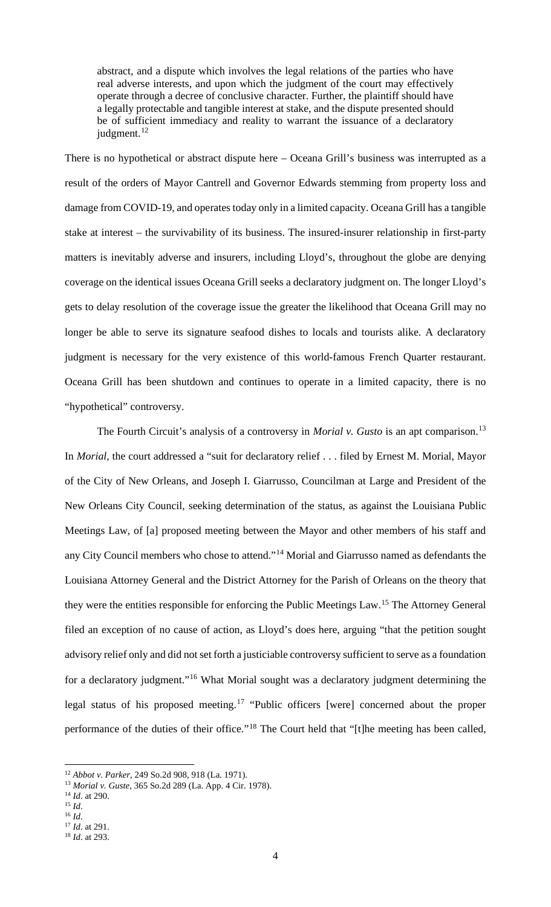> abstract, and a dispute which involves the legal relations of the parties who have real adverse interests, and upon which the judgment of the court may effectively operate through a decree of conclusive character. Further, the plaintiff should have a legally protectable and tangible interest at stake, and the dispute presented should be of sufficient immediacy and reality to warrant the issuance of a declaratory judgment.[12]

There is no hypothetical or abstract dispute here – Oceana Grill's business was interrupted as a result of the orders of Mayor Cantrell and Governor Edwards stemming from property loss and damage from COVID-19, and operates today only in a limited capacity. Oceana Grill has a tangible stake at interest – the survivability of its business. The insured-insurer relationship in first-party matters is inevitably adverse and insurers, including Lloyd's, throughout the globe are denying coverage on the identical issues Oceana Grill seeks a declaratory judgment on. The longer Lloyd's gets to delay resolution of the coverage issue the greater the likelihood that Oceana Grill may no longer be able to serve its signature seafood dishes to locals and tourists alike. A declaratory judgment is necessary for the very existence of this world-famous French Quarter restaurant. Oceana Grill has been shutdown and continues to operate in a limited capacity, there is no "hypothetical" controversy.

The Fourth Circuit's analysis of a controversy in *Morial v. Gusto* is an apt comparison.[13] In *Morial*, the court addressed a "suit for declaratory relief . . . filed by Ernest M. Morial, Mayor of the City of New Orleans, and Joseph I. Giarrusso, Councilman at Large and President of the New Orleans City Council, seeking determination of the status, as against the Louisiana Public Meetings Law, of [a] proposed meeting between the Mayor and other members of his staff and any City Council members who chose to attend."[14] Morial and Giarrusso named as defendants the Louisiana Attorney General and the District Attorney for the Parish of Orleans on the theory that they were the entities responsible for enforcing the Public Meetings Law.[15] The Attorney General filed an exception of no cause of action, as Lloyd's does here, arguing "that the petition sought advisory relief only and did not set forth a justiciable controversy sufficient to serve as a foundation for a declaratory judgment."[16] What Morial sought was a declaratory judgment determining the legal status of his proposed meeting.[17] "Public officers [were] concerned about the proper performance of the duties of their office."[18] The Court held that "[t]he meeting has been called,

---

[12] *Abbot v. Parker*, 249 So.2d 908, 918 (La. 1971).

[13] *Morial v. Guste*, 365 So.2d 289 (La. App. 4 Cir. 1978).

[14] *Id*. at 290.

[15] *Id*.

[16] *Id*.

[17] *Id*. at 291.

[18] *Id*. at 293.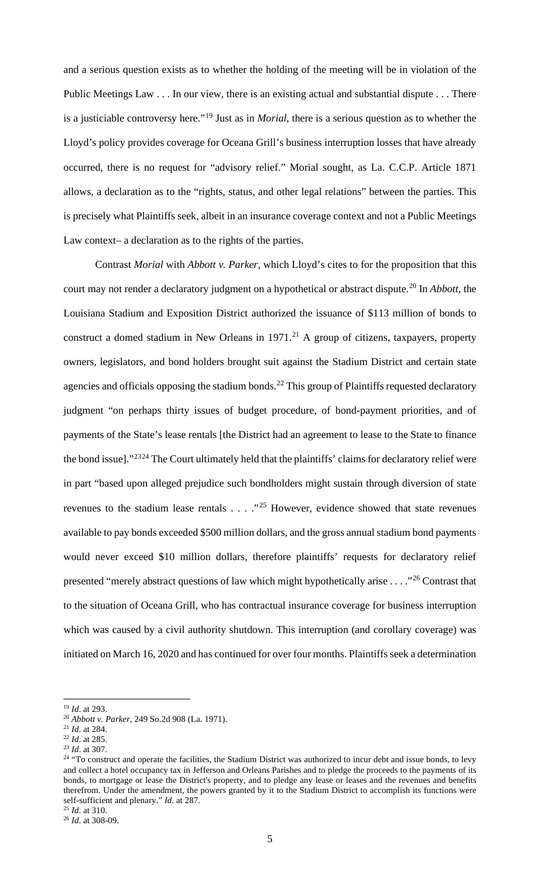and a serious question exists as to whether the holding of the meeting will be in violation of the Public Meetings Law . . . In our view, there is an existing actual and substantial dispute . . . There is a justiciable controversy here."[19] Just as in *Morial*, there is a serious question as to whether the Lloyd's policy provides coverage for Oceana Grill's business interruption losses that have already occurred, there is no request for "advisory relief." Morial sought, as La. C.C.P. Article 1871 allows, a declaration as to the "rights, status, and other legal relations" between the parties. This is precisely what Plaintiffs seek, albeit in an insurance coverage context and not a Public Meetings Law context– a declaration as to the rights of the parties.

Contrast *Morial* with *Abbott v. Parker*, which Lloyd's cites to for the proposition that this court may not render a declaratory judgment on a hypothetical or abstract dispute.[20] In *Abbott*, the Louisiana Stadium and Exposition District authorized the issuance of $113 million of bonds to construct a domed stadium in New Orleans in 1971.[21] A group of citizens, taxpayers, property owners, legislators, and bond holders brought suit against the Stadium District and certain state agencies and officials opposing the stadium bonds.[22] This group of Plaintiffs requested declaratory judgment "on perhaps thirty issues of budget procedure, of bond-payment priorities, and of payments of the State's lease rentals [the District had an agreement to lease to the State to finance the bond issue]."[23][24] The Court ultimately held that the plaintiffs' claims for declaratory relief were in part "based upon alleged prejudice such bondholders might sustain through diversion of state revenues to the stadium lease rentals . . . ."[25] However, evidence showed that state revenues available to pay bonds exceeded $500 million dollars, and the gross annual stadium bond payments would never exceed $10 million dollars, therefore plaintiffs' requests for declaratory relief presented "merely abstract questions of law which might hypothetically arise . . . ."[26] Contrast that to the situation of Oceana Grill, who has contractual insurance coverage for business interruption which was caused by a civil authority shutdown. This interruption (and corollary coverage) was initiated on March 16, 2020 and has continued for over four months. Plaintiffs seek a determination

---

[19] *Id*. at 293.

[20] *Abbott v. Parker*, 249 So.2d 908 (La. 1971).

[21] *Id*. at 284.

[22] *Id*. at 285.

[23] *Id*. at 307.

[24] "To construct and operate the facilities, the Stadium District was authorized to incur debt and issue bonds, to levy and collect a hotel occupancy tax in Jefferson and Orleans Parishes and to pledge the proceeds to the payments of its bonds, to mortgage or lease the District's property, and to pledge any lease or leases and the revenues and benefits therefrom. Under the amendment, the powers granted by it to the Stadium District to accomplish its functions were self-sufficient and plenary." *Id*. at 287.

[25] *Id*. at 310.

[26] *Id*. at 308-09.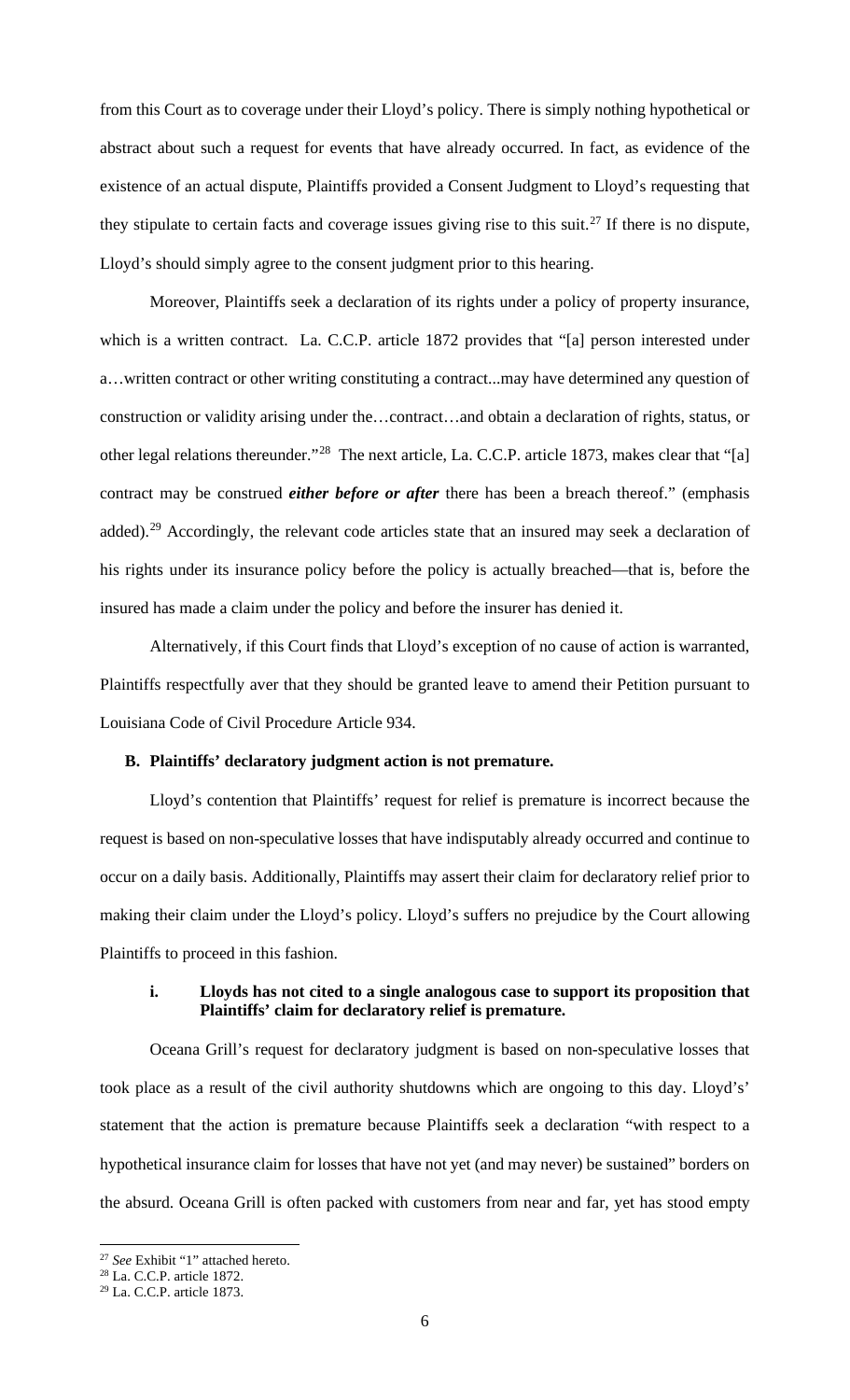from this Court as to coverage under their Lloyd's policy. There is simply nothing hypothetical or abstract about such a request for events that have already occurred. In fact, as evidence of the existence of an actual dispute, Plaintiffs provided a Consent Judgment to Lloyd's requesting that they stipulate to certain facts and coverage issues giving rise to this suit.[27] If there is no dispute, Lloyd's should simply agree to the consent judgment prior to this hearing.

Moreover, Plaintiffs seek a declaration of its rights under a policy of property insurance, which is a written contract. La. C.C.P. article 1872 provides that "[a] person interested under a…written contract or other writing constituting a contract...may have determined any question of construction or validity arising under the…contract…and obtain a declaration of rights, status, or other legal relations thereunder."[28] The next article, La. C.C.P. article 1873, makes clear that "[a] contract may be construed ***either before or after*** there has been a breach thereof." (emphasis added).[29] Accordingly, the relevant code articles state that an insured may seek a declaration of his rights under its insurance policy before the policy is actually breached—that is, before the insured has made a claim under the policy and before the insurer has denied it.

Alternatively, if this Court finds that Lloyd's exception of no cause of action is warranted, Plaintiffs respectfully aver that they should be granted leave to amend their Petition pursuant to Louisiana Code of Civil Procedure Article 934.

**B. Plaintiffs' declaratory judgment action is not premature.**

Lloyd's contention that Plaintiffs' request for relief is premature is incorrect because the request is based on non-speculative losses that have indisputably already occurred and continue to occur on a daily basis. Additionally, Plaintiffs may assert their claim for declaratory relief prior to making their claim under the Lloyd's policy. Lloyd's suffers no prejudice by the Court allowing Plaintiffs to proceed in this fashion.

**i. Lloyds has not cited to a single analogous case to support its proposition that Plaintiffs' claim for declaratory relief is premature.**

Oceana Grill's request for declaratory judgment is based on non-speculative losses that took place as a result of the civil authority shutdowns which are ongoing to this day. Lloyd's' statement that the action is premature because Plaintiffs seek a declaration "with respect to a hypothetical insurance claim for losses that have not yet (and may never) be sustained" borders on the absurd. Oceana Grill is often packed with customers from near and far, yet has stood empty

---

[27] *See* Exhibit "1" attached hereto.

[28] La. C.C.P. article 1872.

[29] La. C.C.P. article 1873.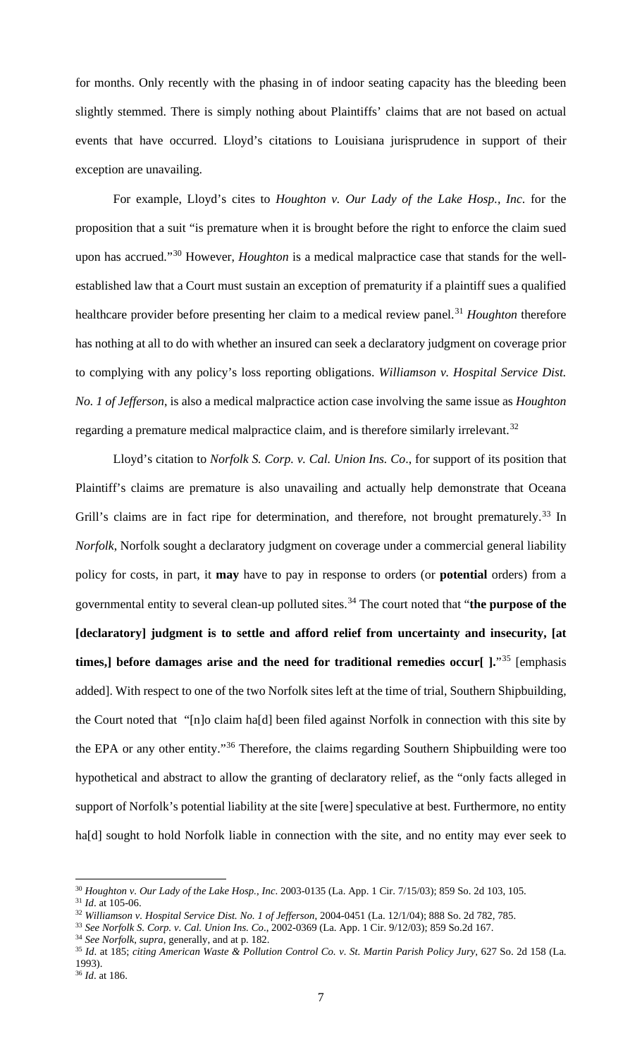for months. Only recently with the phasing in of indoor seating capacity has the bleeding been slightly stemmed. There is simply nothing about Plaintiffs' claims that are not based on actual events that have occurred. Lloyd's citations to Louisiana jurisprudence in support of their exception are unavailing.

For example, Lloyd's cites to *Houghton v. Our Lady of the Lake Hosp., Inc*. for the proposition that a suit "is premature when it is brought before the right to enforce the claim sued upon has accrued."[30] However, *Houghton* is a medical malpractice case that stands for the well-established law that a Court must sustain an exception of prematurity if a plaintiff sues a qualified healthcare provider before presenting her claim to a medical review panel.[31] *Houghton* therefore has nothing at all to do with whether an insured can seek a declaratory judgment on coverage prior to complying with any policy's loss reporting obligations. *Williamson v. Hospital Service Dist. No. 1 of Jefferson*, is also a medical malpractice action case involving the same issue as *Houghton* regarding a premature medical malpractice claim, and is therefore similarly irrelevant.[32]

Lloyd's citation to *Norfolk S. Corp. v. Cal. Union Ins. Co*., for support of its position that Plaintiff's claims are premature is also unavailing and actually help demonstrate that Oceana Grill's claims are in fact ripe for determination, and therefore, not brought prematurely.[33] In *Norfolk*, Norfolk sought a declaratory judgment on coverage under a commercial general liability policy for costs, in part, it **may** have to pay in response to orders (or **potential** orders) from a governmental entity to several clean-up polluted sites.[34] The court noted that "**the purpose of the [declaratory] judgment is to settle and afford relief from uncertainty and insecurity, [at times,] before damages arise and the need for traditional remedies occur[ ].**"[35] [emphasis added]. With respect to one of the two Norfolk sites left at the time of trial, Southern Shipbuilding, the Court noted that "[n]o claim ha[d] been filed against Norfolk in connection with this site by the EPA or any other entity."[36] Therefore, the claims regarding Southern Shipbuilding were too hypothetical and abstract to allow the granting of declaratory relief, as the "only facts alleged in support of Norfolk's potential liability at the site [were] speculative at best. Furthermore, no entity ha[d] sought to hold Norfolk liable in connection with the site, and no entity may ever seek to

---

[30] *Houghton v. Our Lady of the Lake Hosp., Inc*. 2003-0135 (La. App. 1 Cir. 7/15/03); 859 So. 2d 103, 105.

[31] *Id*. at 105-06.

[32] *Williamson v. Hospital Service Dist. No. 1 of Jefferson*, 2004-0451 (La. 12/1/04); 888 So. 2d 782, 785.

[33] *See Norfolk S. Corp. v. Cal. Union Ins. Co*., 2002-0369 (La. App. 1 Cir. 9/12/03); 859 So.2d 167.

[34] *See Norfolk, supra*, generally, and at p. 182.

[35] *Id*. at 185; *citing American Waste & Pollution Control Co. v. St. Martin Parish Policy Jury*, 627 So. 2d 158 (La. 1993).

[36] *Id*. at 186.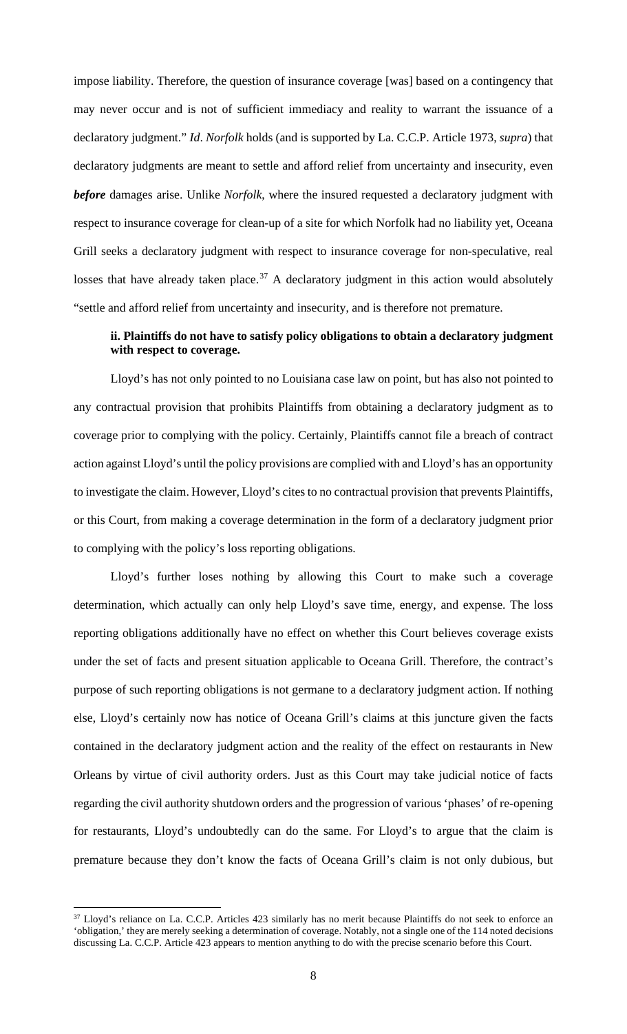impose liability. Therefore, the question of insurance coverage [was] based on a contingency that may never occur and is not of sufficient immediacy and reality to warrant the issuance of a declaratory judgment." *Id*. *Norfolk* holds (and is supported by La. C.C.P. Article 1973, *supra*) that declaratory judgments are meant to settle and afford relief from uncertainty and insecurity, even ***before*** damages arise. Unlike *Norfolk*, where the insured requested a declaratory judgment with respect to insurance coverage for clean-up of a site for which Norfolk had no liability yet, Oceana Grill seeks a declaratory judgment with respect to insurance coverage for non-speculative, real losses that have already taken place.[37] A declaratory judgment in this action would absolutely "settle and afford relief from uncertainty and insecurity, and is therefore not premature.

**ii. Plaintiffs do not have to satisfy policy obligations to obtain a declaratory judgment with respect to coverage.**

Lloyd's has not only pointed to no Louisiana case law on point, but has also not pointed to any contractual provision that prohibits Plaintiffs from obtaining a declaratory judgment as to coverage prior to complying with the policy. Certainly, Plaintiffs cannot file a breach of contract action against Lloyd's until the policy provisions are complied with and Lloyd's has an opportunity to investigate the claim. However, Lloyd's cites to no contractual provision that prevents Plaintiffs, or this Court, from making a coverage determination in the form of a declaratory judgment prior to complying with the policy's loss reporting obligations.

Lloyd's further loses nothing by allowing this Court to make such a coverage determination, which actually can only help Lloyd's save time, energy, and expense. The loss reporting obligations additionally have no effect on whether this Court believes coverage exists under the set of facts and present situation applicable to Oceana Grill. Therefore, the contract's purpose of such reporting obligations is not germane to a declaratory judgment action. If nothing else, Lloyd's certainly now has notice of Oceana Grill's claims at this juncture given the facts contained in the declaratory judgment action and the reality of the effect on restaurants in New Orleans by virtue of civil authority orders. Just as this Court may take judicial notice of facts regarding the civil authority shutdown orders and the progression of various 'phases' of re-opening for restaurants, Lloyd's undoubtedly can do the same. For Lloyd's to argue that the claim is premature because they don't know the facts of Oceana Grill's claim is not only dubious, but

[37] Lloyd's reliance on La. C.C.P. Articles 423 similarly has no merit because Plaintiffs do not seek to enforce an 'obligation,' they are merely seeking a determination of coverage. Notably, not a single one of the 114 noted decisions discussing La. C.C.P. Article 423 appears to mention anything to do with the precise scenario before this Court.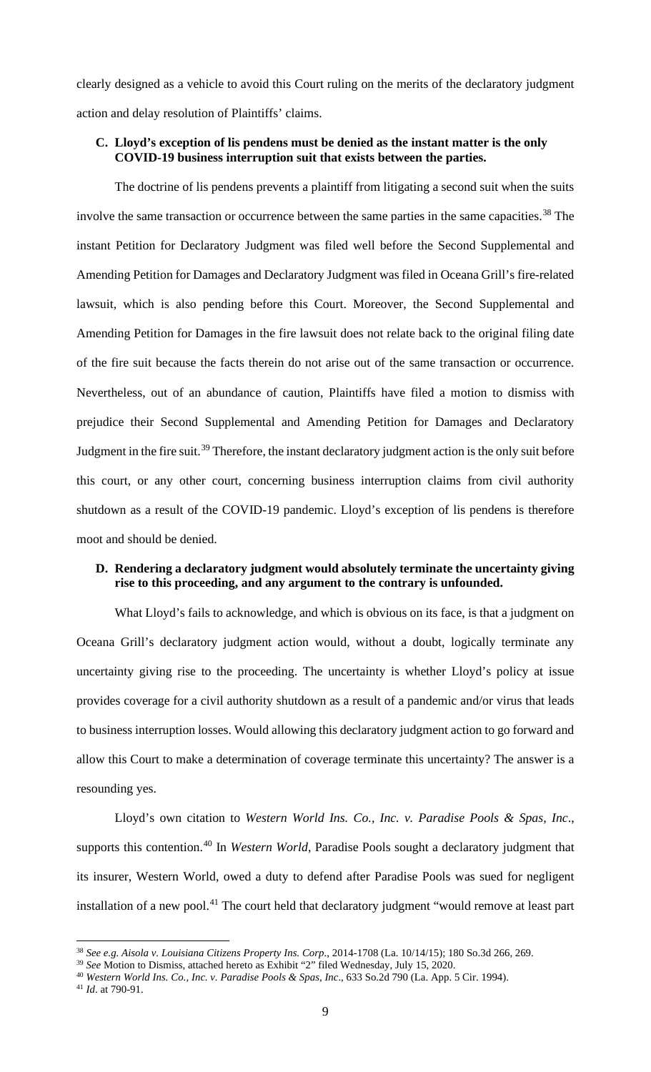clearly designed as a vehicle to avoid this Court ruling on the merits of the declaratory judgment action and delay resolution of Plaintiffs' claims.

### C. Lloyd's exception of lis pendens must be denied as the instant matter is the only COVID-19 business interruption suit that exists between the parties.

The doctrine of lis pendens prevents a plaintiff from litigating a second suit when the suits involve the same transaction or occurrence between the same parties in the same capacities.[38] The instant Petition for Declaratory Judgment was filed well before the Second Supplemental and Amending Petition for Damages and Declaratory Judgment was filed in Oceana Grill's fire-related lawsuit, which is also pending before this Court. Moreover, the Second Supplemental and Amending Petition for Damages in the fire lawsuit does not relate back to the original filing date of the fire suit because the facts therein do not arise out of the same transaction or occurrence. Nevertheless, out of an abundance of caution, Plaintiffs have filed a motion to dismiss with prejudice their Second Supplemental and Amending Petition for Damages and Declaratory Judgment in the fire suit.[39] Therefore, the instant declaratory judgment action is the only suit before this court, or any other court, concerning business interruption claims from civil authority shutdown as a result of the COVID-19 pandemic. Lloyd's exception of lis pendens is therefore moot and should be denied.

### D. Rendering a declaratory judgment would absolutely terminate the uncertainty giving rise to this proceeding, and any argument to the contrary is unfounded.

What Lloyd's fails to acknowledge, and which is obvious on its face, is that a judgment on Oceana Grill's declaratory judgment action would, without a doubt, logically terminate any uncertainty giving rise to the proceeding. The uncertainty is whether Lloyd's policy at issue provides coverage for a civil authority shutdown as a result of a pandemic and/or virus that leads to business interruption losses. Would allowing this declaratory judgment action to go forward and allow this Court to make a determination of coverage terminate this uncertainty? The answer is a resounding yes.

Lloyd's own citation to *Western World Ins. Co., Inc. v. Paradise Pools & Spas, Inc*., supports this contention.[40] In *Western World*, Paradise Pools sought a declaratory judgment that its insurer, Western World, owed a duty to defend after Paradise Pools was sued for negligent installation of a new pool.[41] The court held that declaratory judgment "would remove at least part

---

[38] *See e.g. Aisola v. Louisiana Citizens Property Ins. Corp*., 2014-1708 (La. 10/14/15); 180 So.3d 266, 269.

[39] *See* Motion to Dismiss, attached hereto as Exhibit "2" filed Wednesday, July 15, 2020.

[40] *Western World Ins. Co., Inc. v. Paradise Pools & Spas, Inc*., 633 So.2d 790 (La. App. 5 Cir. 1994).

[41] *Id*. at 790-91.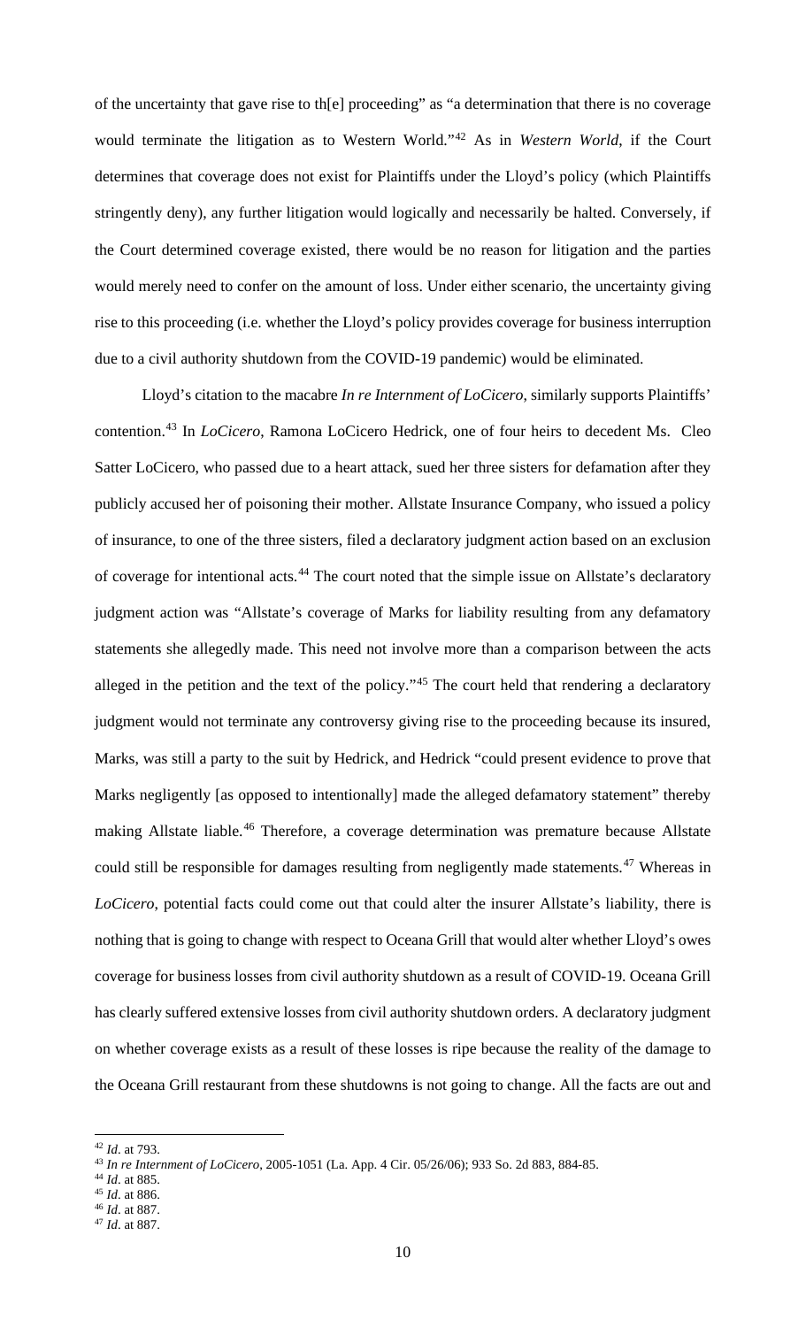of the uncertainty that gave rise to th[e] proceeding" as "a determination that there is no coverage would terminate the litigation as to Western World."[42] As in *Western World*, if the Court determines that coverage does not exist for Plaintiffs under the Lloyd's policy (which Plaintiffs stringently deny), any further litigation would logically and necessarily be halted. Conversely, if the Court determined coverage existed, there would be no reason for litigation and the parties would merely need to confer on the amount of loss. Under either scenario, the uncertainty giving rise to this proceeding (i.e. whether the Lloyd's policy provides coverage for business interruption due to a civil authority shutdown from the COVID-19 pandemic) would be eliminated.

Lloyd's citation to the macabre *In re Internment of LoCicero*, similarly supports Plaintiffs' contention.[43] In *LoCicero*, Ramona LoCicero Hedrick, one of four heirs to decedent Ms. Cleo Satter LoCicero, who passed due to a heart attack, sued her three sisters for defamation after they publicly accused her of poisoning their mother. Allstate Insurance Company, who issued a policy of insurance, to one of the three sisters, filed a declaratory judgment action based on an exclusion of coverage for intentional acts.[44] The court noted that the simple issue on Allstate's declaratory judgment action was "Allstate's coverage of Marks for liability resulting from any defamatory statements she allegedly made. This need not involve more than a comparison between the acts alleged in the petition and the text of the policy."[45] The court held that rendering a declaratory judgment would not terminate any controversy giving rise to the proceeding because its insured, Marks, was still a party to the suit by Hedrick, and Hedrick "could present evidence to prove that Marks negligently [as opposed to intentionally] made the alleged defamatory statement" thereby making Allstate liable.[46] Therefore, a coverage determination was premature because Allstate could still be responsible for damages resulting from negligently made statements.[47] Whereas in *LoCicero*, potential facts could come out that could alter the insurer Allstate's liability, there is nothing that is going to change with respect to Oceana Grill that would alter whether Lloyd's owes coverage for business losses from civil authority shutdown as a result of COVID-19. Oceana Grill has clearly suffered extensive losses from civil authority shutdown orders. A declaratory judgment on whether coverage exists as a result of these losses is ripe because the reality of the damage to the Oceana Grill restaurant from these shutdowns is not going to change. All the facts are out and

---

[42] *Id*. at 793.

[43] *In re Internment of LoCicero*, 2005-1051 (La. App. 4 Cir. 05/26/06); 933 So. 2d 883, 884-85.

[44] *Id*. at 885.

[45] *Id*. at 886.

[46] *Id*. at 887.

[47] *Id*. at 887.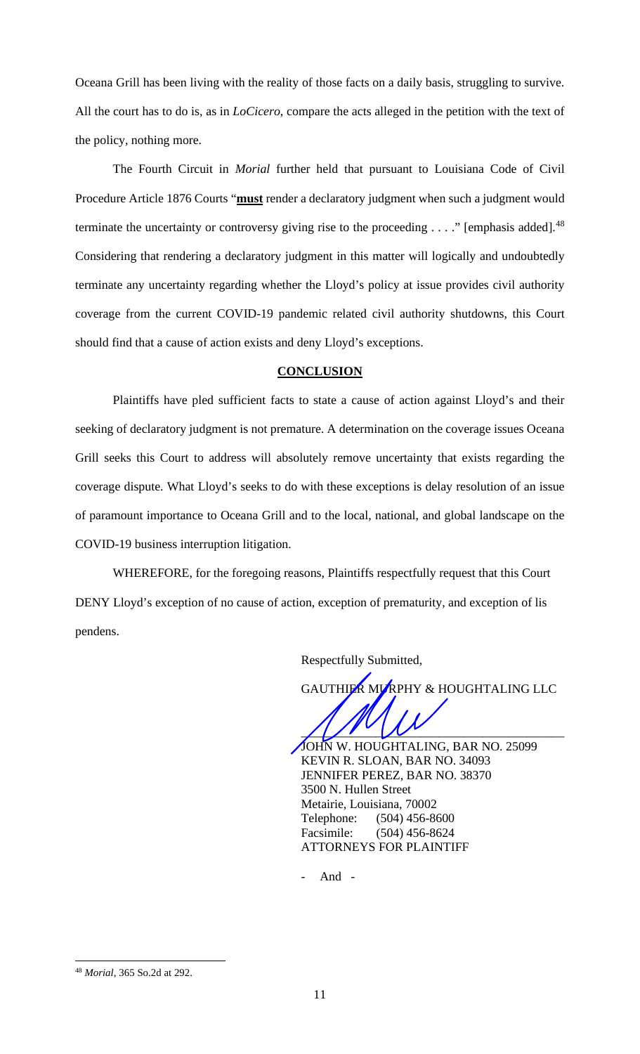Oceana Grill has been living with the reality of those facts on a daily basis, struggling to survive. All the court has to do is, as in *LoCicero*, compare the acts alleged in the petition with the text of the policy, nothing more.

The Fourth Circuit in *Morial* further held that pursuant to Louisiana Code of Civil Procedure Article 1876 Courts "**must**" render a declaratory judgment when such a judgment would terminate the uncertainty or controversy giving rise to the proceeding . . . ." [emphasis added].[48] Considering that rendering a declaratory judgment in this matter will logically and undoubtedly terminate any uncertainty regarding whether the Lloyd's policy at issue provides civil authority coverage from the current COVID-19 pandemic related civil authority shutdowns, this Court should find that a cause of action exists and deny Lloyd's exceptions.

## CONCLUSION

Plaintiffs have pled sufficient facts to state a cause of action against Lloyd's and their seeking of declaratory judgment is not premature. A determination on the coverage issues Oceana Grill seeks this Court to address will absolutely remove uncertainty that exists regarding the coverage dispute. What Lloyd's seeks to do with these exceptions is delay resolution of an issue of paramount importance to Oceana Grill and to the local, national, and global landscape on the COVID-19 business interruption litigation.

WHEREFORE, for the foregoing reasons, Plaintiffs respectfully request that this Court DENY Lloyd's exception of no cause of action, exception of prematurity, and exception of lis pendens.

Respectfully Submitted,

GAUTHIER MURPHY & HOUGHTALING LLC

\_\_\_\_\_\_\_\_\_\_\_\_\_\_\_\_\_\_\_\_\_\_\_\_\_\_\_\_\_\_\_\_\_\_\_\_

JOHN W. HOUGHTALING, BAR NO. 25099
KEVIN R. SLOAN, BAR NO. 34093
JENNIFER PEREZ, BAR NO. 38370
3500 N. Hullen Street
Metairie, Louisiana, 70002
Telephone: (504) 456-8600
Facsimile: (504) 456-8624
ATTORNEYS FOR PLAINTIFF

\- And -

---

[48] *Morial*, 365 So.2d at 292.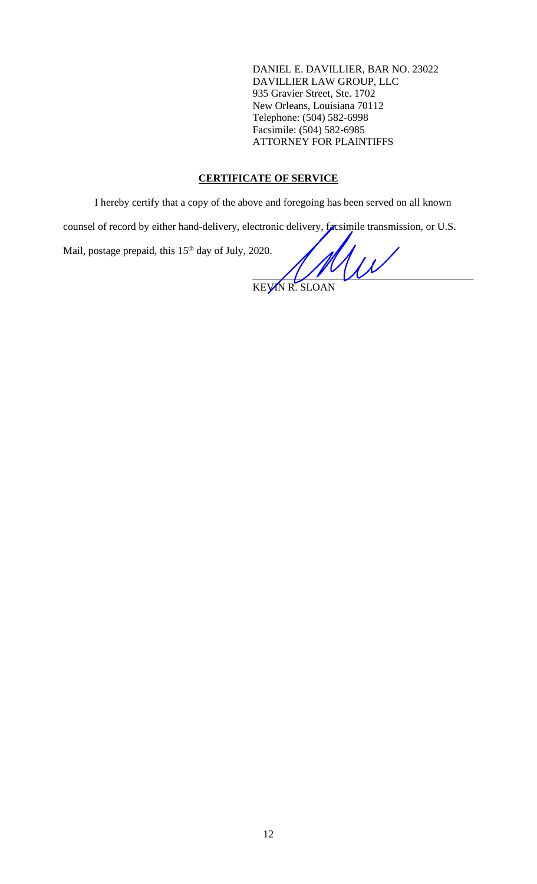DANIEL E. DAVILLIER, BAR NO. 23022
DAVILLIER LAW GROUP, LLC
935 Gravier Street, Ste. 1702
New Orleans, Louisiana 70112
Telephone: (504) 582-6998
Facsimile: (504) 582-6985
ATTORNEY FOR PLAINTIFFS

**CERTIFICATE OF SERVICE**

I hereby certify that a copy of the above and foregoing has been served on all known counsel of record by either hand-delivery, electronic delivery, facsimile transmission, or U.S. Mail, postage prepaid, this 15th day of July, 2020.

\_\_\_\_\_\_\_\_\_\_\_\_\_\_\_\_\_\_\_\_\_\_\_\_\_\_\_\_\_\_\_\_\_\_\_\_\_\_\_\_
KEVIN R. SLOAN